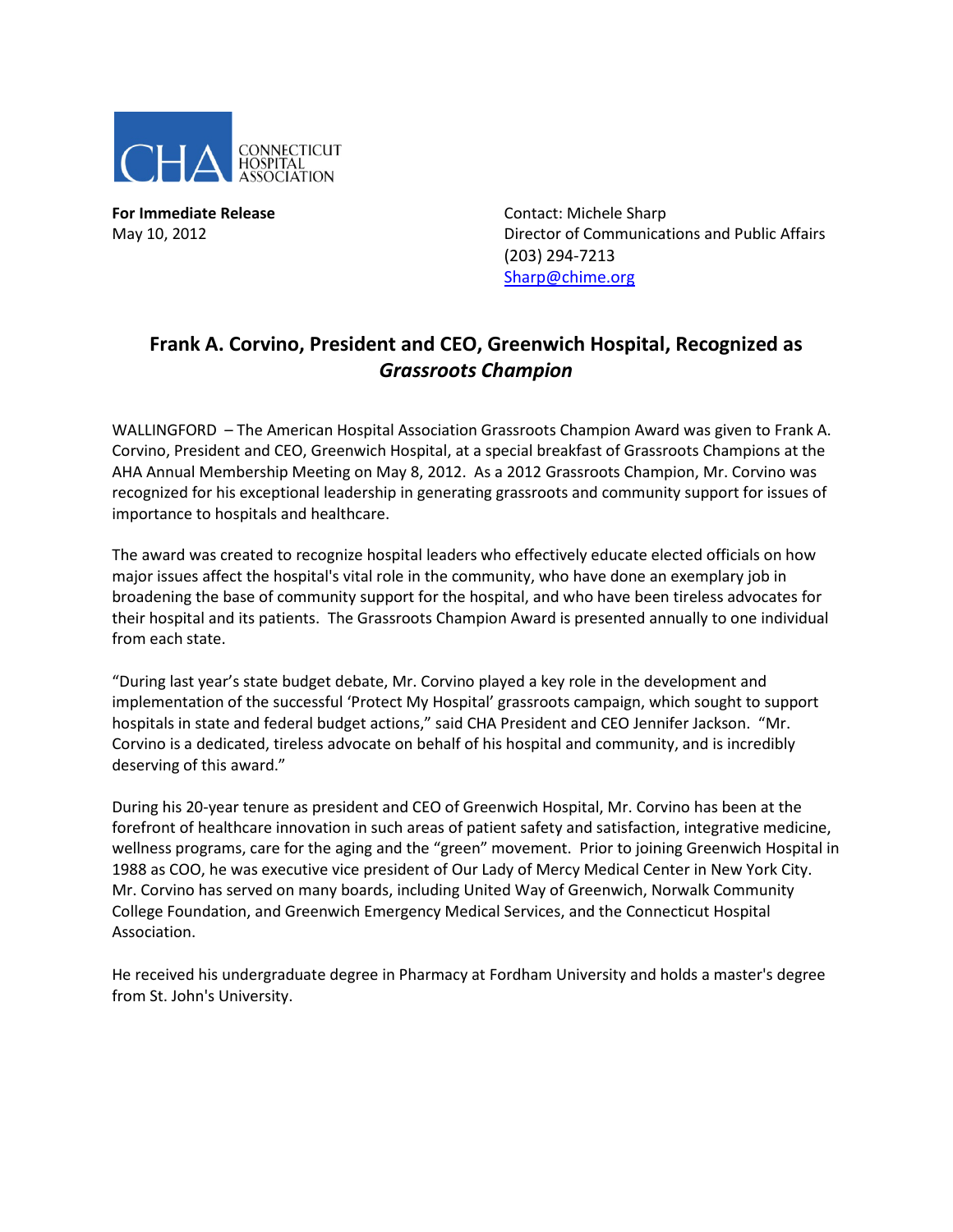CONNECTICUT HOSPITAL ASSOCIATION

**For Immediate Release**
May 10, 2012

Contact: Michele Sharp
Director of Communications and Public Affairs
(203) 294-7213
Sharp@chime.org

## Frank A. Corvino, President and CEO, Greenwich Hospital, Recognized as *Grassroots Champion*

WALLINGFORD – The American Hospital Association Grassroots Champion Award was given to Frank A. Corvino, President and CEO, Greenwich Hospital, at a special breakfast of Grassroots Champions at the AHA Annual Membership Meeting on May 8, 2012. As a 2012 Grassroots Champion, Mr. Corvino was recognized for his exceptional leadership in generating grassroots and community support for issues of importance to hospitals and healthcare.

The award was created to recognize hospital leaders who effectively educate elected officials on how major issues affect the hospital's vital role in the community, who have done an exemplary job in broadening the base of community support for the hospital, and who have been tireless advocates for their hospital and its patients. The Grassroots Champion Award is presented annually to one individual from each state.

"During last year's state budget debate, Mr. Corvino played a key role in the development and implementation of the successful 'Protect My Hospital' grassroots campaign, which sought to support hospitals in state and federal budget actions," said CHA President and CEO Jennifer Jackson. "Mr. Corvino is a dedicated, tireless advocate on behalf of his hospital and community, and is incredibly deserving of this award."

During his 20-year tenure as president and CEO of Greenwich Hospital, Mr. Corvino has been at the forefront of healthcare innovation in such areas of patient safety and satisfaction, integrative medicine, wellness programs, care for the aging and the "green" movement. Prior to joining Greenwich Hospital in 1988 as COO, he was executive vice president of Our Lady of Mercy Medical Center in New York City. Mr. Corvino has served on many boards, including United Way of Greenwich, Norwalk Community College Foundation, and Greenwich Emergency Medical Services, and the Connecticut Hospital Association.

He received his undergraduate degree in Pharmacy at Fordham University and holds a master's degree from St. John's University.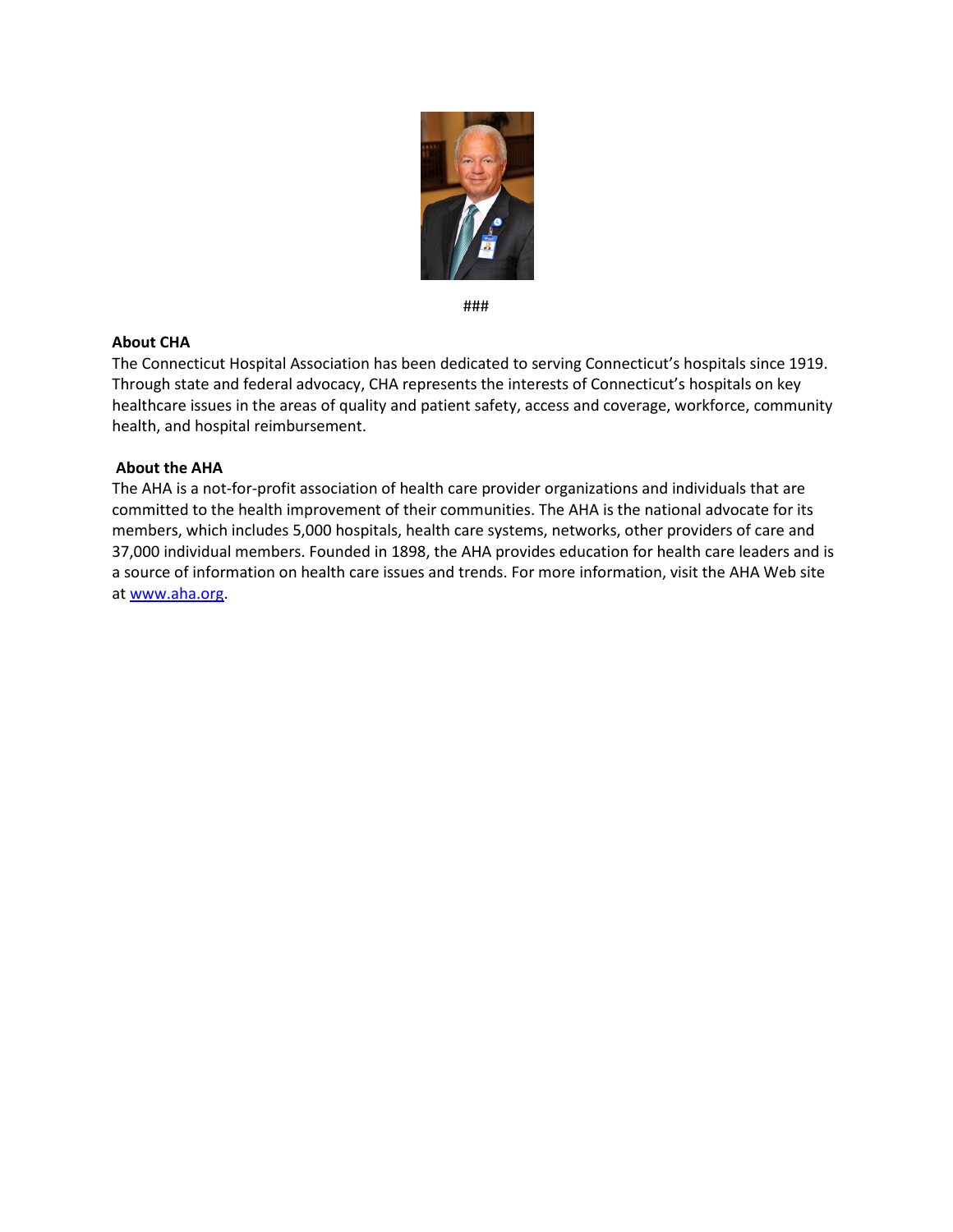###

**About CHA**
The Connecticut Hospital Association has been dedicated to serving Connecticut's hospitals since 1919. Through state and federal advocacy, CHA represents the interests of Connecticut's hospitals on key healthcare issues in the areas of quality and patient safety, access and coverage, workforce, community health, and hospital reimbursement.

**About the AHA**
The AHA is a not-for-profit association of health care provider organizations and individuals that are committed to the health improvement of their communities. The AHA is the national advocate for its members, which includes 5,000 hospitals, health care systems, networks, other providers of care and 37,000 individual members. Founded in 1898, the AHA provides education for health care leaders and is a source of information on health care issues and trends. For more information, visit the AHA Web site at [www.aha.org](http://www.aha.org).